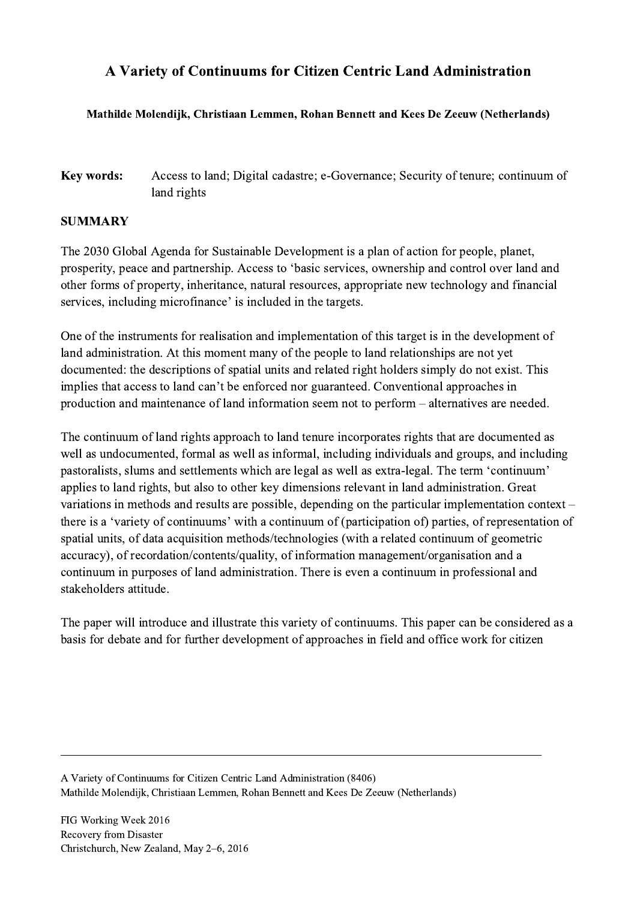# A Variety of Continuums for Citizen Centric Land Administration

**Mathilde Molendijk, Christiaan Lemmen, Rohan Bennett and Kees De Zeeuw (Netherlands)**

**Key words:** Access to land; Digital cadastre; e-Governance; Security of tenure; continuum of land rights

## SUMMARY

The 2030 Global Agenda for Sustainable Development is a plan of action for people, planet, prosperity, peace and partnership. Access to 'basic services, ownership and control over land and other forms of property, inheritance, natural resources, appropriate new technology and financial services, including microfinance' is included in the targets.

One of the instruments for realisation and implementation of this target is in the development of land administration. At this moment many of the people to land relationships are not yet documented: the descriptions of spatial units and related right holders simply do not exist. This implies that access to land can't be enforced nor guaranteed. Conventional approaches in production and maintenance of land information seem not to perform – alternatives are needed.

The continuum of land rights approach to land tenure incorporates rights that are documented as well as undocumented, formal as well as informal, including individuals and groups, and including pastoralists, slums and settlements which are legal as well as extra-legal. The term 'continuum' applies to land rights, but also to other key dimensions relevant in land administration. Great variations in methods and results are possible, depending on the particular implementation context – there is a 'variety of continuums' with a continuum of (participation of) parties, of representation of spatial units, of data acquisition methods/technologies (with a related continuum of geometric accuracy), of recordation/contents/quality, of information management/organisation and a continuum in purposes of land administration. There is even a continuum in professional and stakeholders attitude.

The paper will introduce and illustrate this variety of continuums. This paper can be considered as a basis for debate and for further development of approaches in field and office work for citizen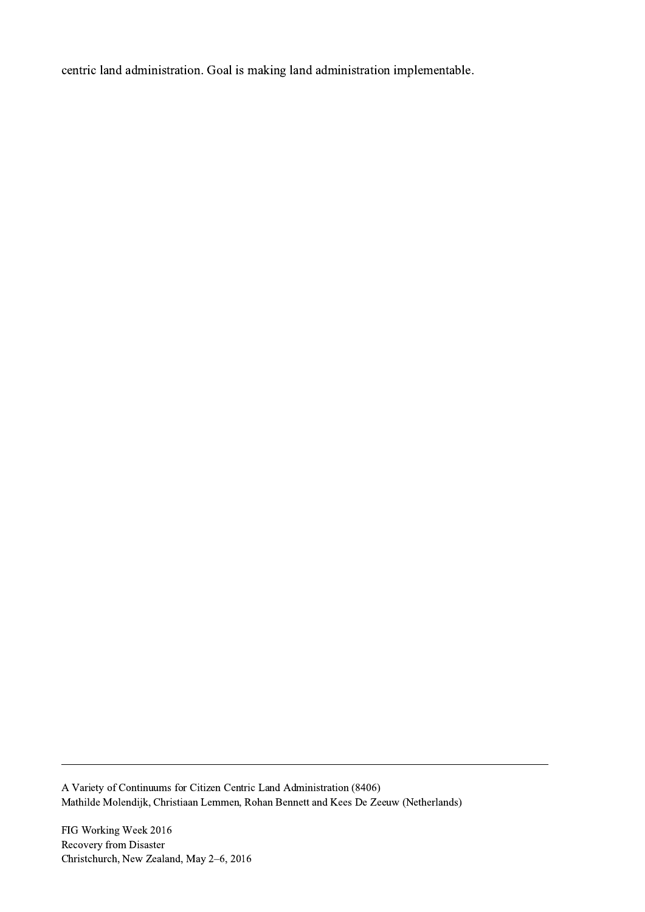centric land administration. Goal is making land administration implementable.